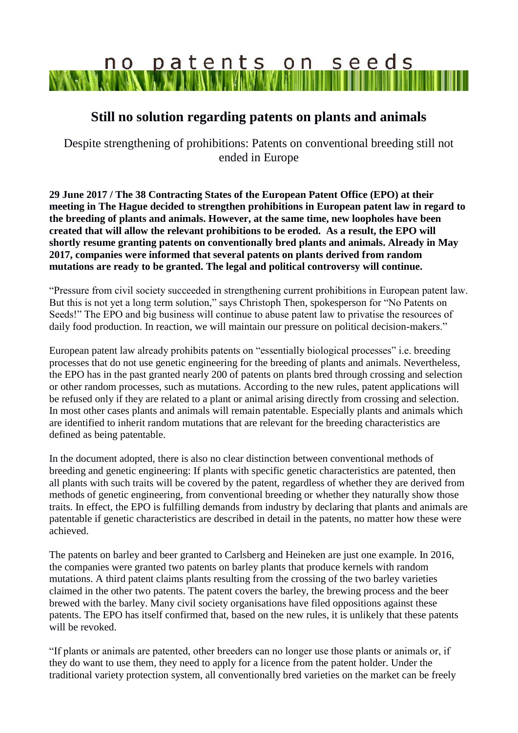# no patents on seeds

## Still no solution regarding patents on plants and animals

Despite strengthening of prohibitions: Patents on conventional breeding still not ended in Europe

**29 June 2017 / The 38 Contracting States of the European Patent Office (EPO) at their meeting in The Hague decided to strengthen prohibitions in European patent law in regard to the breeding of plants and animals. However, at the same time, new loopholes have been created that will allow the relevant prohibitions to be eroded. As a result, the EPO will shortly resume granting patents on conventionally bred plants and animals. Already in May 2017, companies were informed that several patents on plants derived from random mutations are ready to be granted. The legal and political controversy will continue.**

"Pressure from civil society succeeded in strengthening current prohibitions in European patent law. But this is not yet a long term solution," says Christoph Then, spokesperson for "No Patents on Seeds!" The EPO and big business will continue to abuse patent law to privatise the resources of daily food production. In reaction, we will maintain our pressure on political decision-makers."

European patent law already prohibits patents on "essentially biological processes" i.e. breeding processes that do not use genetic engineering for the breeding of plants and animals. Nevertheless, the EPO has in the past granted nearly 200 of patents on plants bred through crossing and selection or other random processes, such as mutations. According to the new rules, patent applications will be refused only if they are related to a plant or animal arising directly from crossing and selection. In most other cases plants and animals will remain patentable. Especially plants and animals which are identified to inherit random mutations that are relevant for the breeding characteristics are defined as being patentable.

In the document adopted, there is also no clear distinction between conventional methods of breeding and genetic engineering: If plants with specific genetic characteristics are patented, then all plants with such traits will be covered by the patent, regardless of whether they are derived from methods of genetic engineering, from conventional breeding or whether they naturally show those traits. In effect, the EPO is fulfilling demands from industry by declaring that plants and animals are patentable if genetic characteristics are described in detail in the patents, no matter how these were achieved.

The patents on barley and beer granted to Carlsberg and Heineken are just one example. In 2016, the companies were granted two patents on barley plants that produce kernels with random mutations. A third patent claims plants resulting from the crossing of the two barley varieties claimed in the other two patents. The patent covers the barley, the brewing process and the beer brewed with the barley. Many civil society organisations have filed oppositions against these patents. The EPO has itself confirmed that, based on the new rules, it is unlikely that these patents will be revoked.

"If plants or animals are patented, other breeders can no longer use those plants or animals or, if they do want to use them, they need to apply for a licence from the patent holder. Under the traditional variety protection system, all conventionally bred varieties on the market can be freely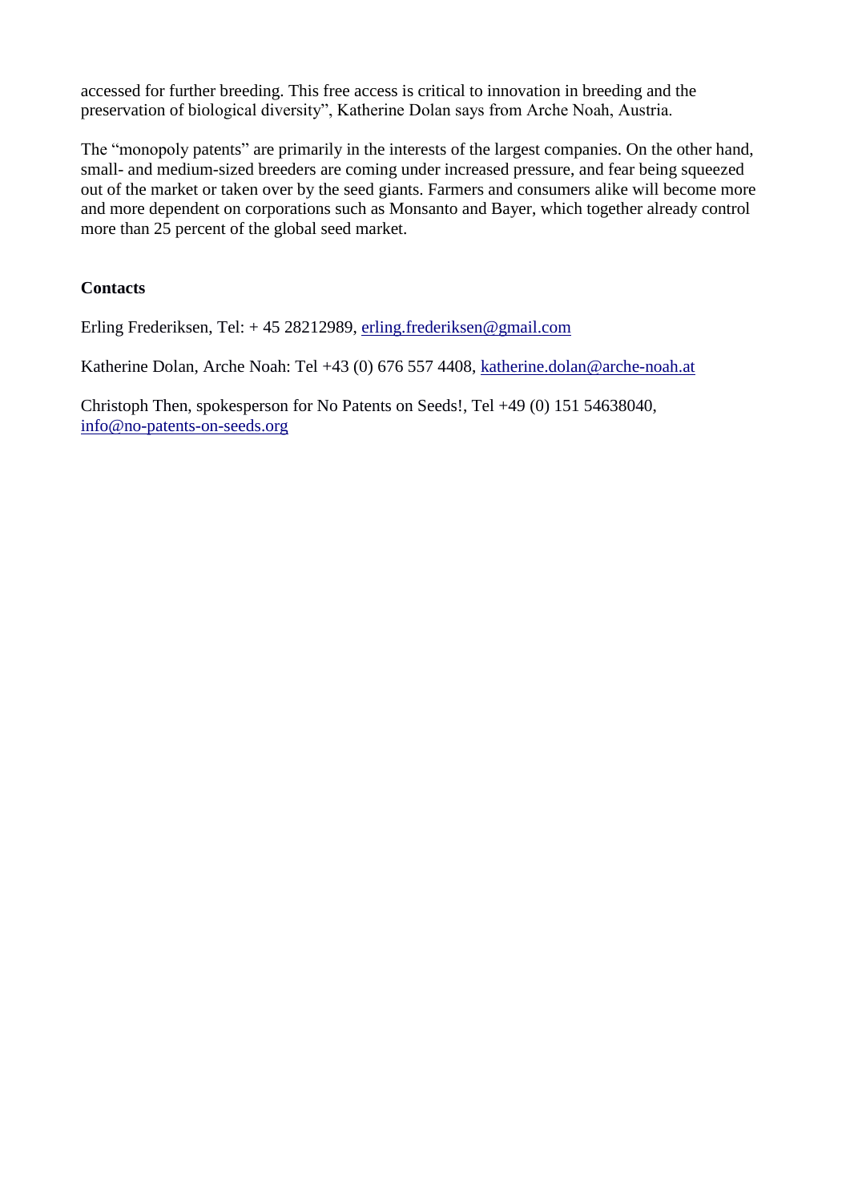accessed for further breeding. This free access is critical to innovation in breeding and the preservation of biological diversity", Katherine Dolan says from Arche Noah, Austria.

The "monopoly patents" are primarily in the interests of the largest companies. On the other hand, small- and medium-sized breeders are coming under increased pressure, and fear being squeezed out of the market or taken over by the seed giants. Farmers and consumers alike will become more and more dependent on corporations such as Monsanto and Bayer, which together already control more than 25 percent of the global seed market.

**Contacts**

Erling Frederiksen, Tel: + 45 28212989, erling.frederiksen@gmail.com

Katherine Dolan, Arche Noah: Tel +43 (0) 676 557 4408, katherine.dolan@arche-noah.at

Christoph Then, spokesperson for No Patents on Seeds!, Tel +49 (0) 151 54638040, info@no-patents-on-seeds.org